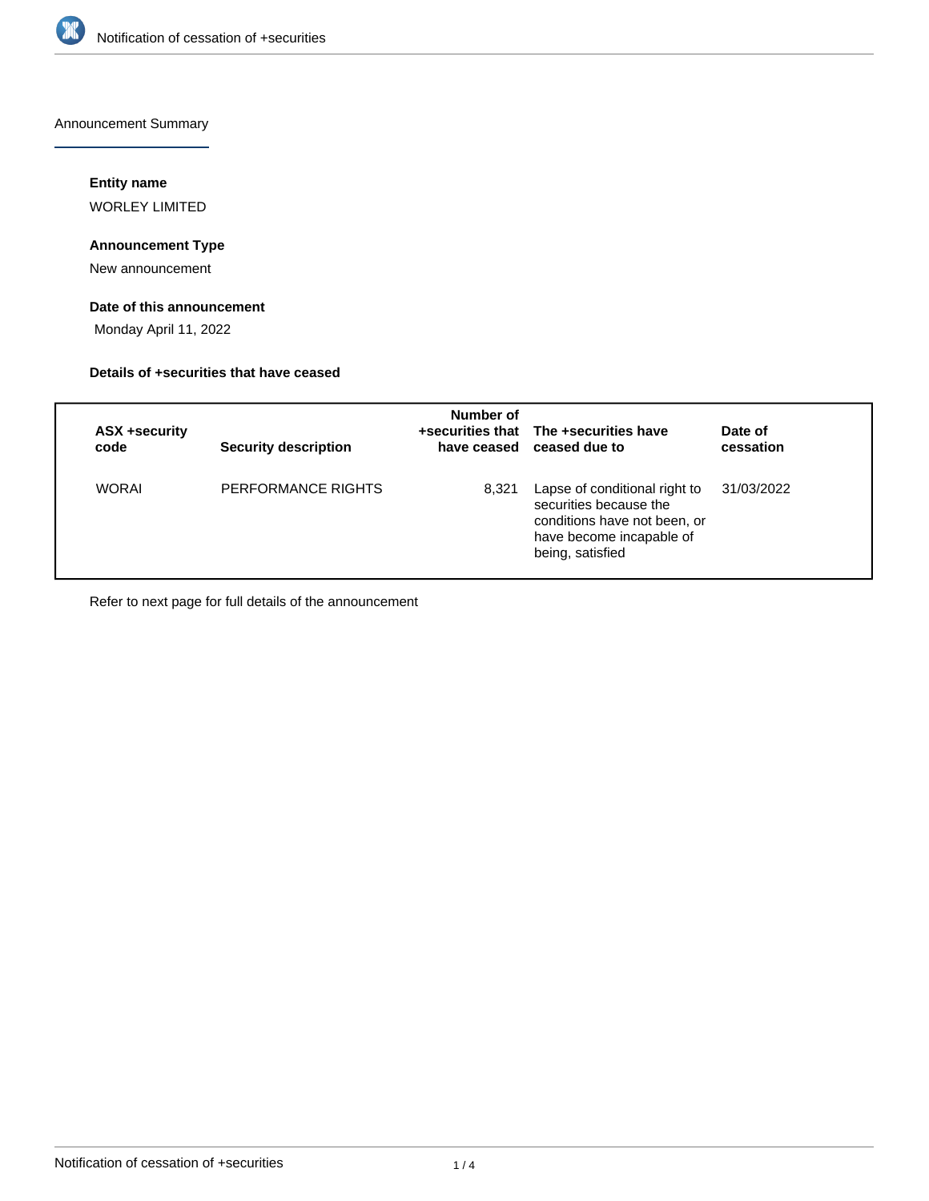Announcement Summary

**Entity name**

WORLEY LIMITED

**Announcement Type**

New announcement

**Date of this announcement**

Monday April 11, 2022

**Details of +securities that have ceased**

| ASX +security code | Security description | Number of +securities that have ceased | The +securities have ceased due to | Date of cessation |
|---|---|---|---|---|
| WORAI | PERFORMANCE RIGHTS | 8,321 | Lapse of conditional right to securities because the conditions have not been, or have become incapable of being, satisfied | 31/03/2022 |

Refer to next page for full details of the announcement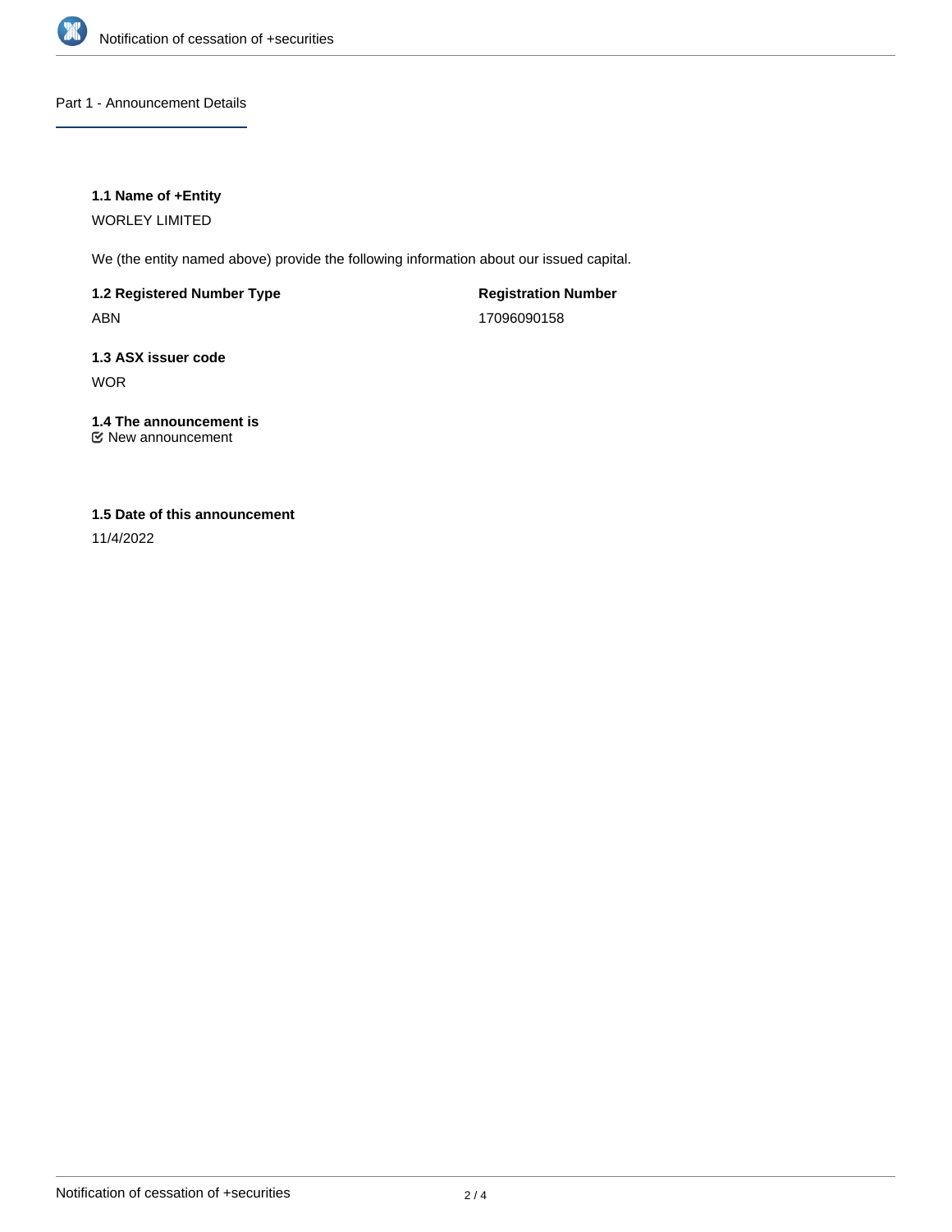## Part 1 - Announcement Details

### 1.1 Name of +Entity

WORLEY LIMITED

We (the entity named above) provide the following information about our issued capital.

| 1.2 Registered Number Type | Registration Number |
| --- | --- |
| ABN | 17096090158 |

### 1.3 ASX issuer code

WOR

### 1.4 The announcement is

☑ New announcement

### 1.5 Date of this announcement

11/4/2022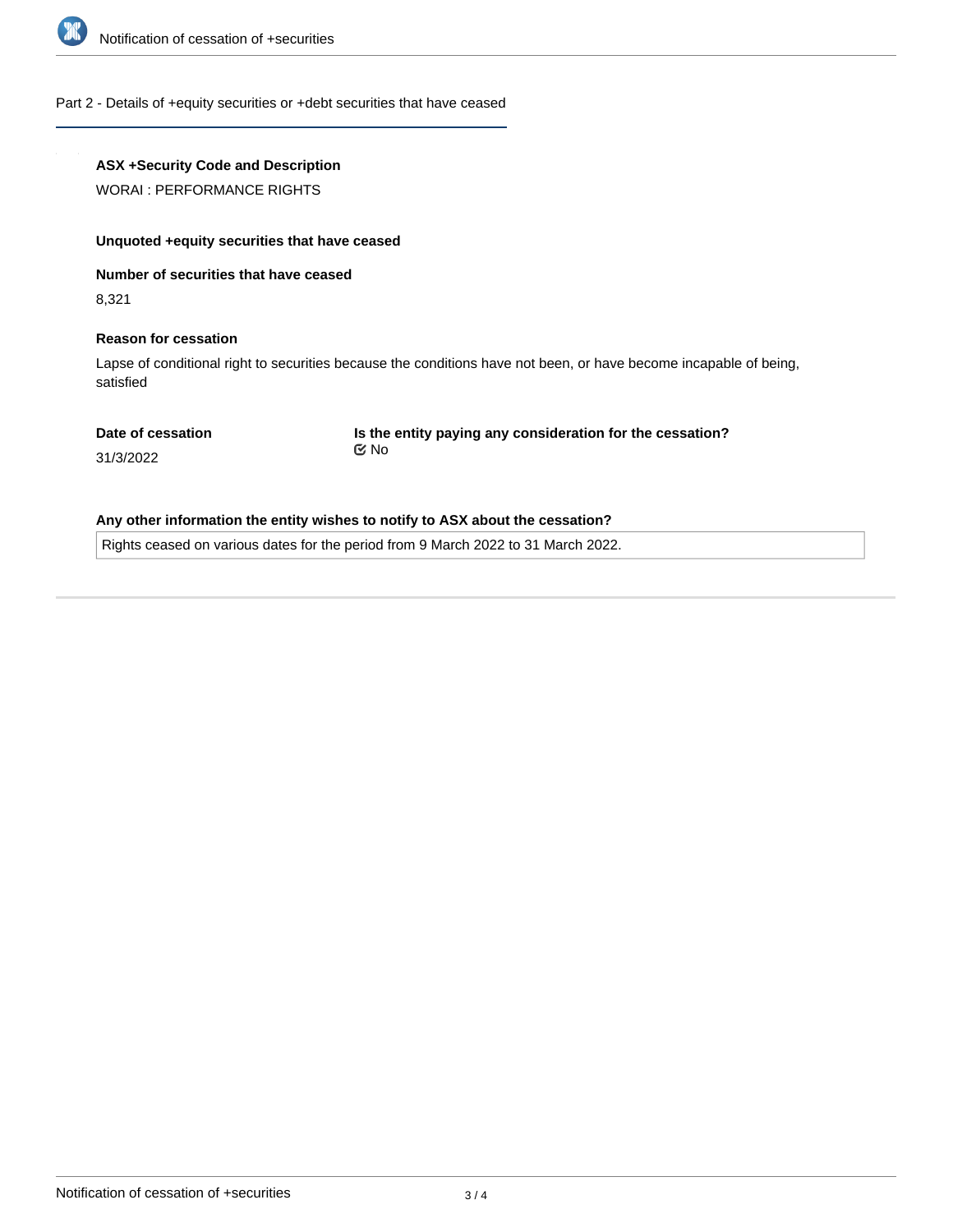## Part 2 - Details of +equity securities or +debt securities that have ceased

**ASX +Security Code and Description**

WORAI : PERFORMANCE RIGHTS

**Unquoted +equity securities that have ceased**

**Number of securities that have ceased**

8,321

**Reason for cessation**

Lapse of conditional right to securities because the conditions have not been, or have become incapable of being, satisfied

**Date of cessation**

31/3/2022

**Is the entity paying any consideration for the cessation?**

☑ No

**Any other information the entity wishes to notify to ASX about the cessation?**

Rights ceased on various dates for the period from 9 March 2022 to 31 March 2022.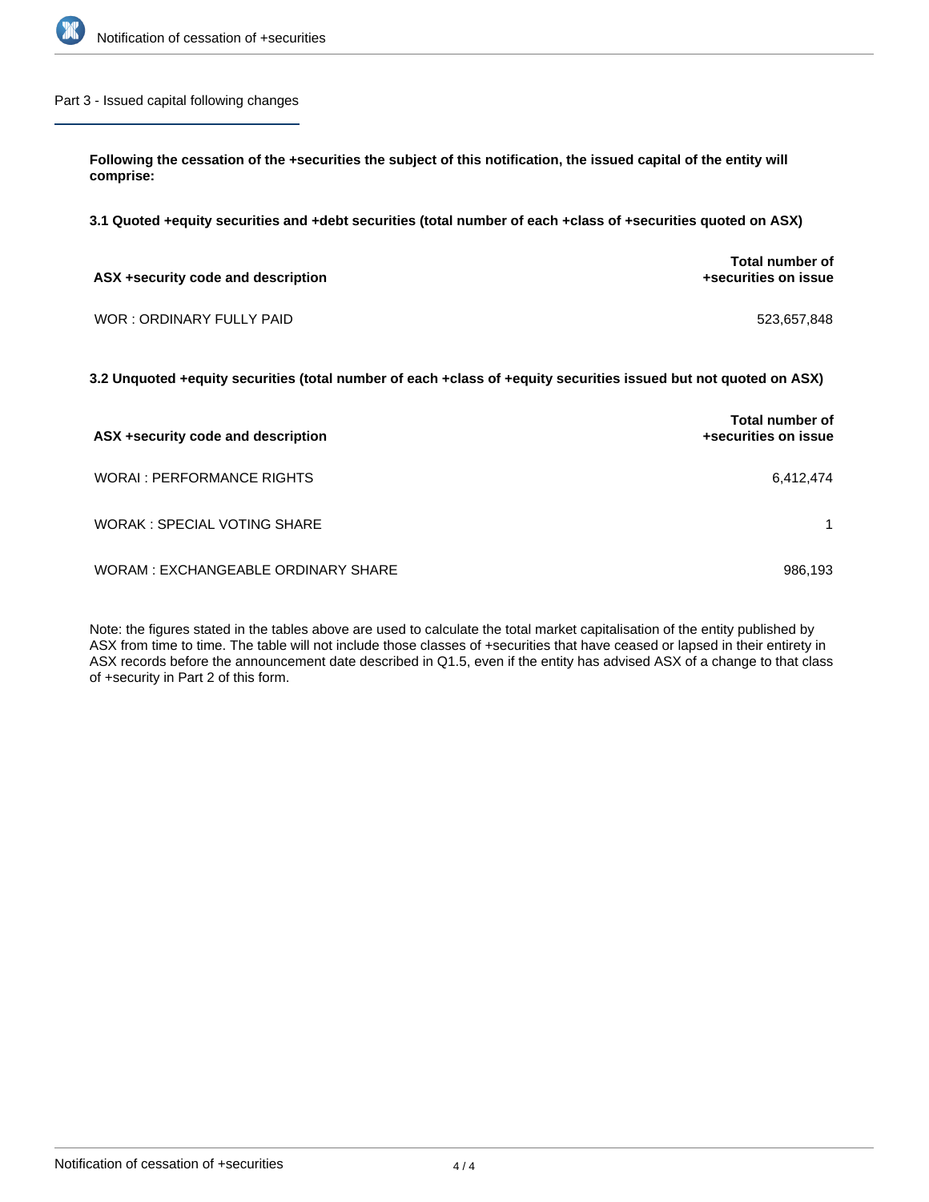## Part 3 - Issued capital following changes

**Following the cessation of the +securities the subject of this notification, the issued capital of the entity will comprise:**

**3.1 Quoted +equity securities and +debt securities (total number of each +class of +securities quoted on ASX)**

| ASX +security code and description | Total number of +securities on issue |
|---|---|
| WOR : ORDINARY FULLY PAID | 523,657,848 |

**3.2 Unquoted +equity securities (total number of each +class of +equity securities issued but not quoted on ASX)**

| ASX +security code and description | Total number of +securities on issue |
|---|---|
| WORAI : PERFORMANCE RIGHTS | 6,412,474 |
| WORAK : SPECIAL VOTING SHARE | 1 |
| WORAM : EXCHANGEABLE ORDINARY SHARE | 986,193 |

Note: the figures stated in the tables above are used to calculate the total market capitalisation of the entity published by ASX from time to time. The table will not include those classes of +securities that have ceased or lapsed in their entirety in ASX records before the announcement date described in Q1.5, even if the entity has advised ASX of a change to that class of +security in Part 2 of this form.